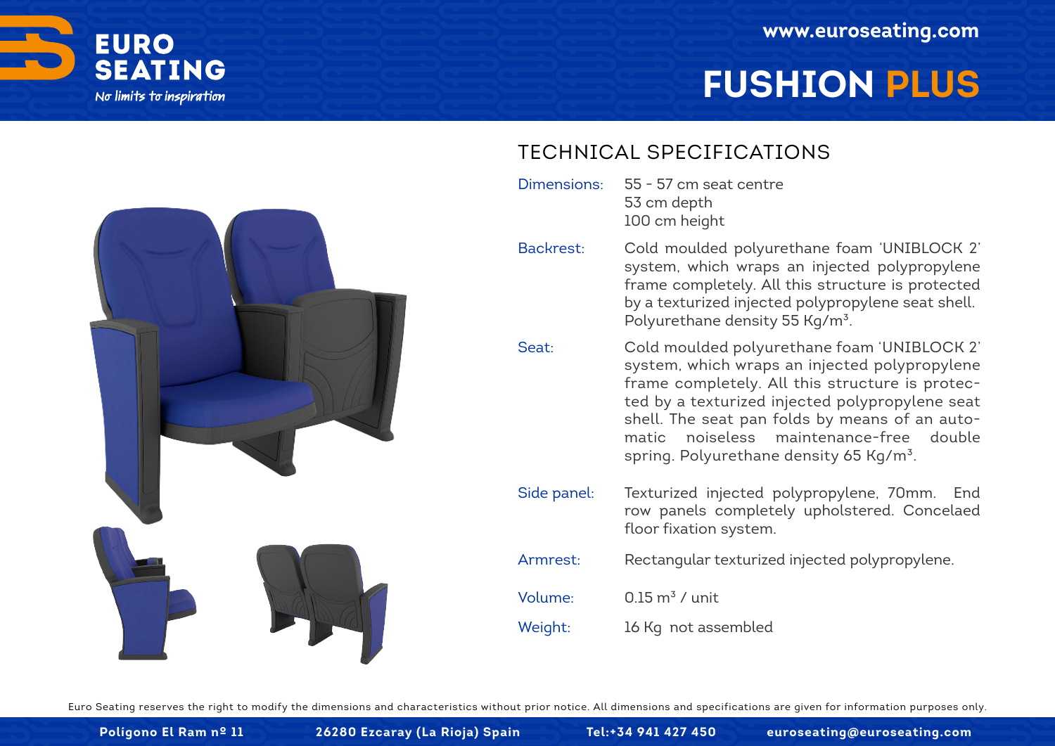# EURO SEATING

*No limits to inspiration*

www.euroseating.com

# FUSHION PLUS

## TECHNICAL SPECIFICATIONS

| | |
|---|---|
| Dimensions: | 55 - 57 cm seat centre<br>53 cm depth<br>100 cm height |
| Backrest: | Cold moulded polyurethane foam 'UNIBLOCK 2' system, which wraps an injected polypropylene frame completely. All this structure is protected by a texturized injected polypropylene seat shell. Polyurethane density 55 Kg/m$^3$. |
| Seat: | Cold moulded polyurethane foam 'UNIBLOCK 2' system, which wraps an injected polypropylene frame completely. All this structure is protected by a texturized injected polypropylene seat shell. The seat pan folds by means of an automatic noiseless maintenance-free double spring. Polyurethane density 65 Kg/m$^3$. |
| Side panel: | Texturized injected polypropylene, 70mm. End row panels completely upholstered. Concelaed floor fixation system. |
| Armrest: | Rectangular texturized injected polypropylene. |
| Volume: | 0.15 m$^3$ / unit |
| Weight: | 16 Kg not assembled |

Euro Seating reserves the right to modify the dimensions and characteristics without prior notice. All dimensions and specifications are given for information purposes only.

Poligono El Ram nº 11 26280 Ezcaray (La Rioja) Spain Tel:+34 941 427 450 euroseating@euroseating.com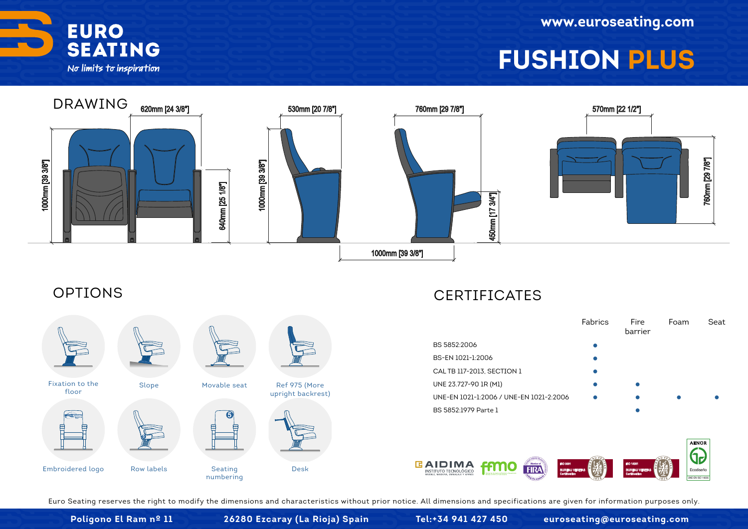EURO SEATING

No limits to inspiration

www.euroseating.com

# FUSHION PLUS

## DRAWING

620mm [24 3/8"]

1000mm [39 3/8"]

640mm [25 1/8"]

530mm [20 7/8"]

1000mm [39 3/8"]

760mm [29 7/8"]

450mm [17 3/4"]

1000mm [39 3/8"]

570mm [22 1/2"]

760mm [29 7/8"]

## OPTIONS

- Fixation to the floor
- Slope
- Movable seat
- Ref 975 (More upright backrest)
- Embroidered logo
- Row labels
- Seating numbering
- Desk

## CERTIFICATES

| | Fabrics | Fire barrier | Foam | Seat |
|---|---|---|---|---|
| BS 5852:2006 | ● | | | |
| BS-EN 1021-1:2006 | ● | | | |
| CAL TB 117-2013, SECTION 1 | ● | | | |
| UNE 23.727-90 1R (M1) | ● | ● | | |
| UNE-EN 1021-1:2006 / UNE-EN 1021-2:2006 | ● | ● | ● | ● |
| BS 5852:1979 Parte 1 | | ● | | |

AIDIMA INSTITUTO TECNOLÓGICO · ffmo · FIRA · ISO 9001 BUREAU VERITAS Certification · ISO 14001 BUREAU VERITAS Certification · AENOR Ecodiseño UNE-EN ISO 14006

Euro Seating reserves the right to modify the dimensions and characteristics without prior notice. All dimensions and specifications are given for information purposes only.

**Poligono El Ram nº 11** **26280 Ezcaray (La Rioja) Spain** **Tel:+34 941 427 450** **euroseating@euroseating.com**